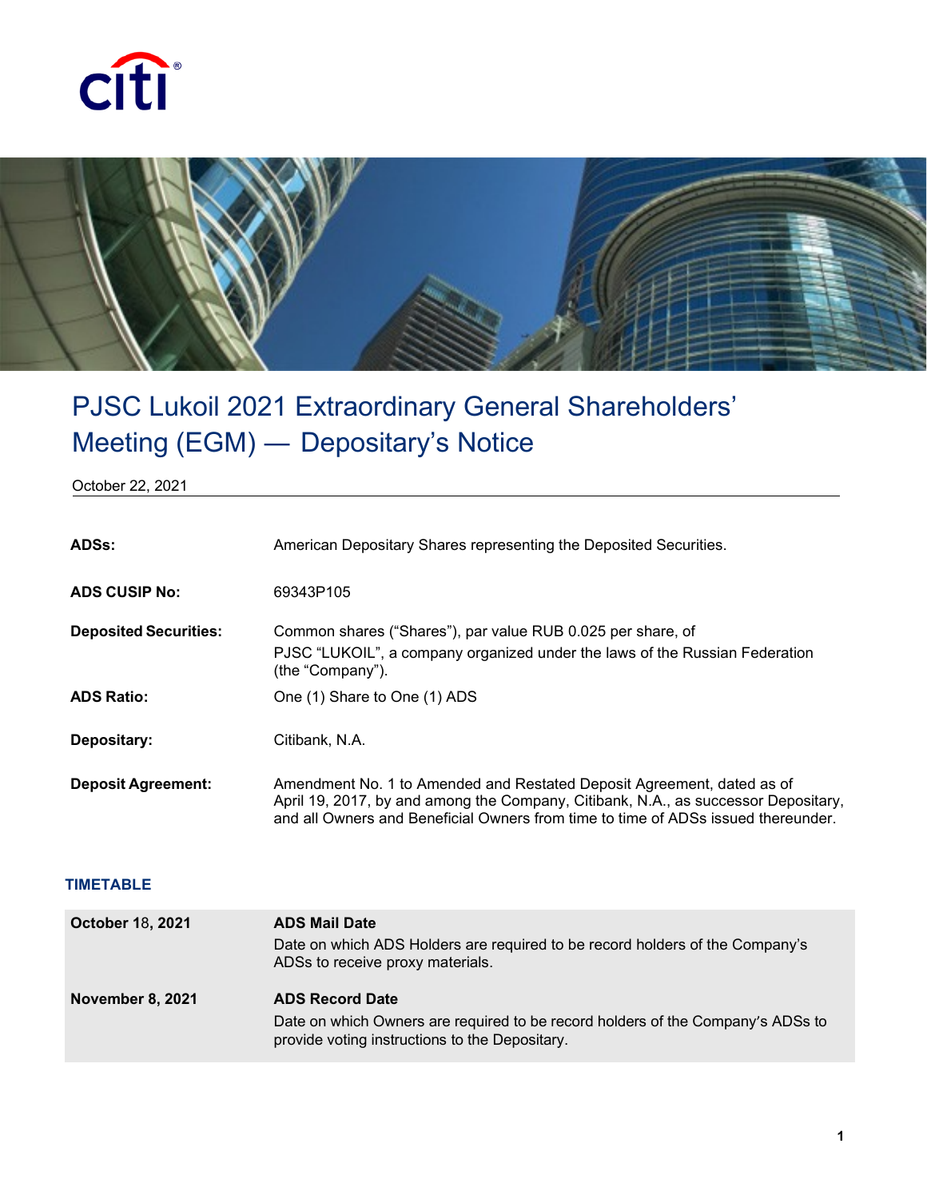# PJSC Lukoil 2021 Extraordinary General Shareholders' Meeting (EGM) — Depositary's Notice

October 22, 2021

| | |
|---|---|
| **ADSs:** | American Depositary Shares representing the Deposited Securities. |
| **ADS CUSIP No:** | 69343P105 |
| **Deposited Securities:** | Common shares ("Shares"), par value RUB 0.025 per share, of PJSC "LUKOIL", a company organized under the laws of the Russian Federation (the "Company"). |
| **ADS Ratio:** | One (1) Share to One (1) ADS |
| **Depositary:** | Citibank, N.A. |
| **Deposit Agreement:** | Amendment No. 1 to Amended and Restated Deposit Agreement, dated as of April 19, 2017, by and among the Company, Citibank, N.A., as successor Depositary, and all Owners and Beneficial Owners from time to time of ADSs issued thereunder. |

### TIMETABLE

| | |
|---|---|
| **October 18, 2021** | **ADS Mail Date**<br>Date on which ADS Holders are required to be record holders of the Company's ADSs to receive proxy materials. |
| **November 8, 2021** | **ADS Record Date**<br>Date on which Owners are required to be record holders of the Company's ADSs to provide voting instructions to the Depositary. |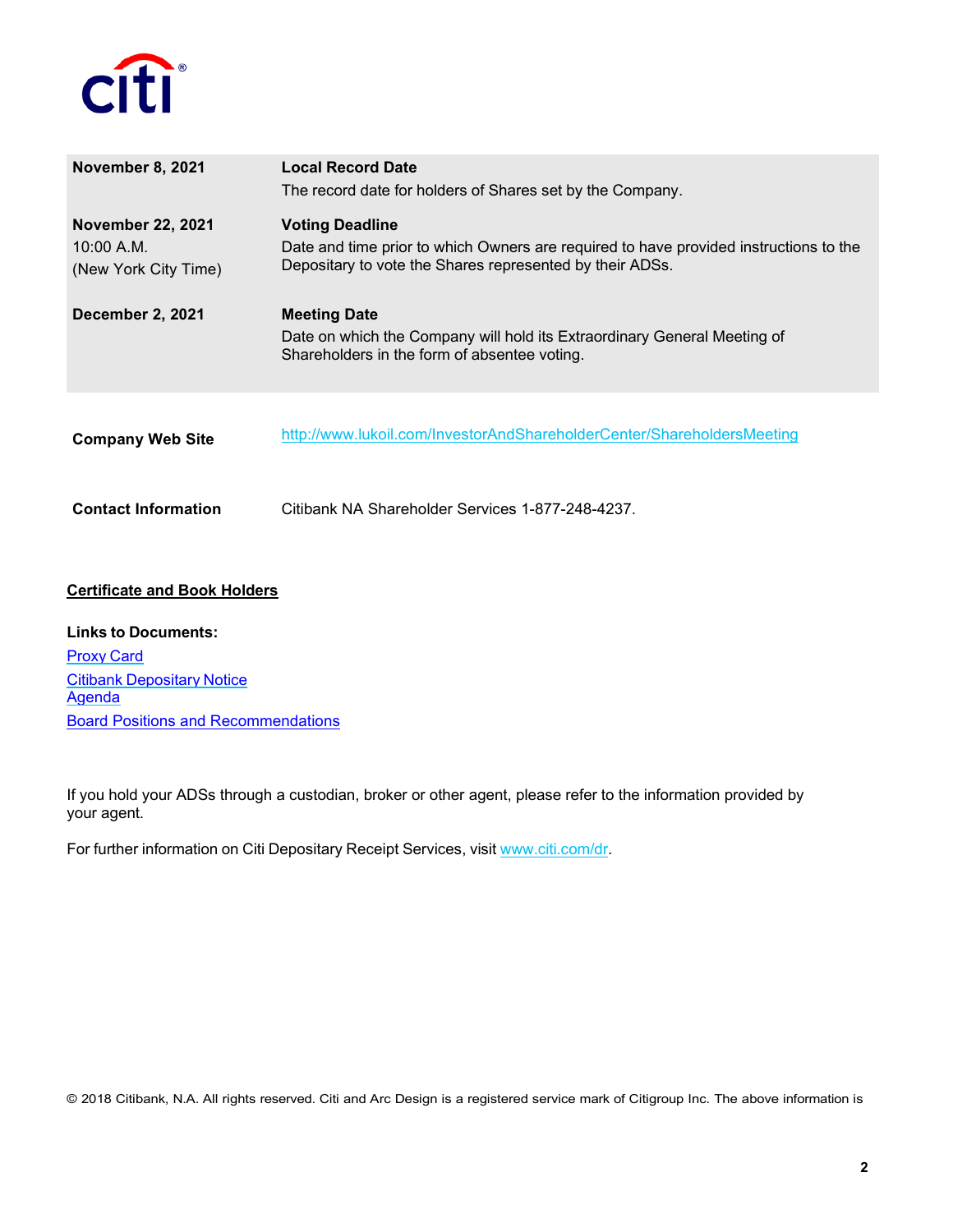| | |
|---|---|
| **November 8, 2021** | **Local Record Date**<br>The record date for holders of Shares set by the Company. |
| **November 22, 2021**<br>10:00 A.M.<br>(New York City Time) | **Voting Deadline**<br>Date and time prior to which Owners are required to have provided instructions to the Depositary to vote the Shares represented by their ADSs. |
| **December 2, 2021** | **Meeting Date**<br>Date on which the Company will hold its Extraordinary General Meeting of Shareholders in the form of absentee voting. |

**Company Web Site** http://www.lukoil.com/InvestorAndShareholderCenter/ShareholdersMeeting

**Contact Information** Citibank NA Shareholder Services 1-877-248-4237.

**Certificate and Book Holders**

**Links to Documents:**

Proxy Card
Citibank Depositary Notice
Agenda
Board Positions and Recommendations

If you hold your ADSs through a custodian, broker or other agent, please refer to the information provided by your agent.

For further information on Citi Depositary Receipt Services, visit www.citi.com/dr.

© 2018 Citibank, N.A. All rights reserved. Citi and Arc Design is a registered service mark of Citigroup Inc. The above information is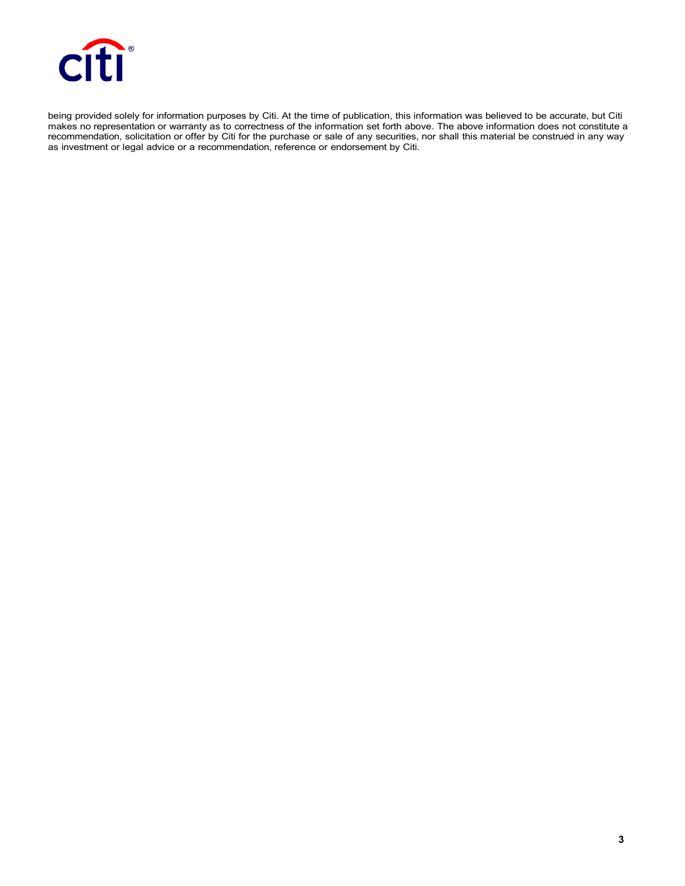being provided solely for information purposes by Citi. At the time of publication, this information was believed to be accurate, but Citi makes no representation or warranty as to correctness of the information set forth above. The above information does not constitute a recommendation, solicitation or offer by Citi for the purchase or sale of any securities, nor shall this material be construed in any way as investment or legal advice or a recommendation, reference or endorsement by Citi.